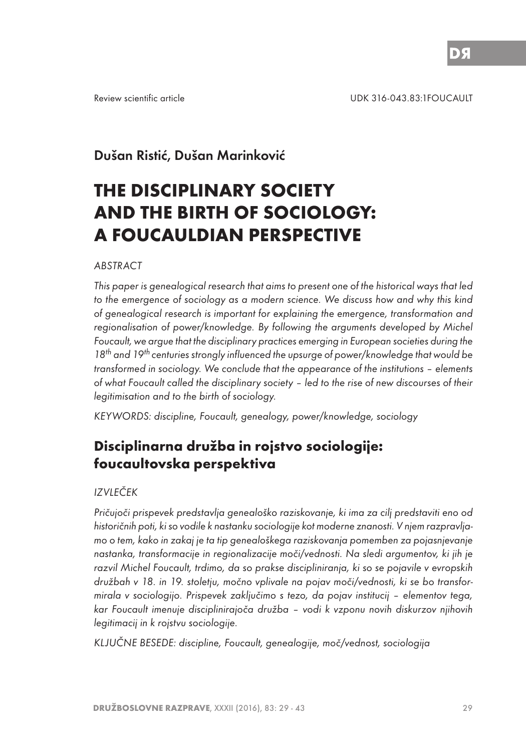Review scientific article

UDK 316-043.83:1FOUCAULT

Dušan Ristić, Dušan Marinković

# THE DISCIPLINARY SOCIETY AND THE BIRTH OF SOCIOLOGY: A FOUCAULDIAN PERSPECTIVE

*ABSTRACT*

*This paper is genealogical research that aims to present one of the historical ways that led to the emergence of sociology as a modern science. We discuss how and why this kind of genealogical research is important for explaining the emergence, transformation and regionalisation of power/knowledge. By following the arguments developed by Michel Foucault, we argue that the disciplinary practices emerging in European societies during the 18th and 19th centuries strongly influenced the upsurge of power/knowledge that would be transformed in sociology. We conclude that the appearance of the institutions – elements of what Foucault called the disciplinary society – led to the rise of new discourses of their legitimisation and to the birth of sociology.*

*KEYWORDS: discipline, Foucault, genealogy, power/knowledge, sociology*

## Disciplinarna družba in rojstvo sociologije: foucaultovska perspektiva

*IZVLEČEK*

*Pričujoči prispevek predstavlja genealoško raziskovanje, ki ima za cilj predstaviti eno od historičnih poti, ki so vodile k nastanku sociologije kot moderne znanosti. V njem razpravljamo o tem, kako in zakaj je ta tip genealoškega raziskovanja pomemben za pojasnjevanje nastanka, transformacije in regionalizacije moči/vednosti. Na sledi argumentov, ki jih je razvil Michel Foucault, trdimo, da so prakse discipliniranja, ki so se pojavile v evropskih družbah v 18. in 19. stoletju, močno vplivale na pojav moči/vednosti, ki se bo transformirala v sociologijo. Prispevek zaključimo s tezo, da pojav institucij – elementov tega, kar Foucault imenuje disciplinirajoča družba – vodi k vzponu novih diskurzov njihovih legitimacij in k rojstvu sociologije.*

*KLJUČNE BESEDE: discipline, Foucault, genealogije, moč/vednost, sociologija*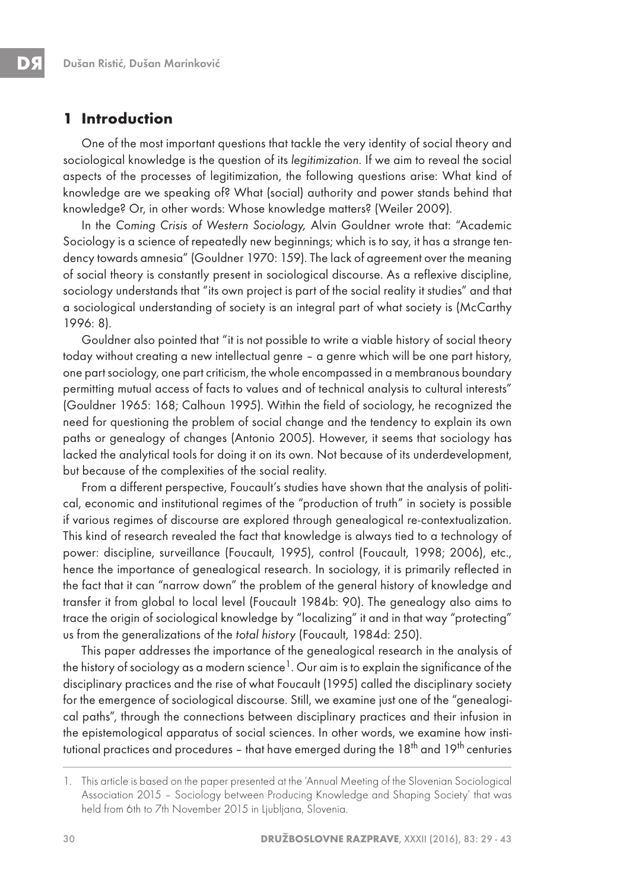## 1 Introduction

One of the most important questions that tackle the very identity of social theory and sociological knowledge is the question of its *legitimization*. If we aim to reveal the social aspects of the processes of legitimization, the following questions arise: What kind of knowledge are we speaking of? What (social) authority and power stands behind that knowledge? Or, in other words: Whose knowledge matters? (Weiler 2009).

In the *Coming Crisis of Western Sociology,* Alvin Gouldner wrote that: "Academic Sociology is a science of repeatedly new beginnings; which is to say, it has a strange tendency towards amnesia" (Gouldner 1970: 159). The lack of agreement over the meaning of social theory is constantly present in sociological discourse. As a reflexive discipline, sociology understands that "its own project is part of the social reality it studies" and that a sociological understanding of society is an integral part of what society is (McCarthy 1996: 8).

Gouldner also pointed that "it is not possible to write a viable history of social theory today without creating a new intellectual genre – a genre which will be one part history, one part sociology, one part criticism, the whole encompassed in a membranous boundary permitting mutual access of facts to values and of technical analysis to cultural interests" (Gouldner 1965: 168; Calhoun 1995). Within the field of sociology, he recognized the need for questioning the problem of social change and the tendency to explain its own paths or genealogy of changes (Antonio 2005). However, it seems that sociology has lacked the analytical tools for doing it on its own. Not because of its underdevelopment, but because of the complexities of the social reality.

From a different perspective, Foucault's studies have shown that the analysis of political, economic and institutional regimes of the "production of truth" in society is possible if various regimes of discourse are explored through genealogical re-contextualization. This kind of research revealed the fact that knowledge is always tied to a technology of power: discipline, surveillance (Foucault, 1995), control (Foucault, 1998; 2006), etc., hence the importance of genealogical research. In sociology, it is primarily reflected in the fact that it can "narrow down" the problem of the general history of knowledge and transfer it from global to local level (Foucault 1984b: 90). The genealogy also aims to trace the origin of sociological knowledge by "localizing" it and in that way "protecting" us from the generalizations of the *total history* (Foucault, 1984d: 250).

This paper addresses the importance of the genealogical research in the analysis of the history of sociology as a modern science[1]. Our aim is to explain the significance of the disciplinary practices and the rise of what Foucault (1995) called the disciplinary society for the emergence of sociological discourse. Still, we examine just one of the "genealogical paths", through the connections between disciplinary practices and their infusion in the epistemological apparatus of social sciences. In other words, we examine how institutional practices and procedures – that have emerged during the 18th and 19th centuries

1. This article is based on the paper presented at the 'Annual Meeting of the Slovenian Sociological Association 2015 – Sociology between Producing Knowledge and Shaping Society' that was held from 6th to 7th November 2015 in Ljubljana, Slovenia.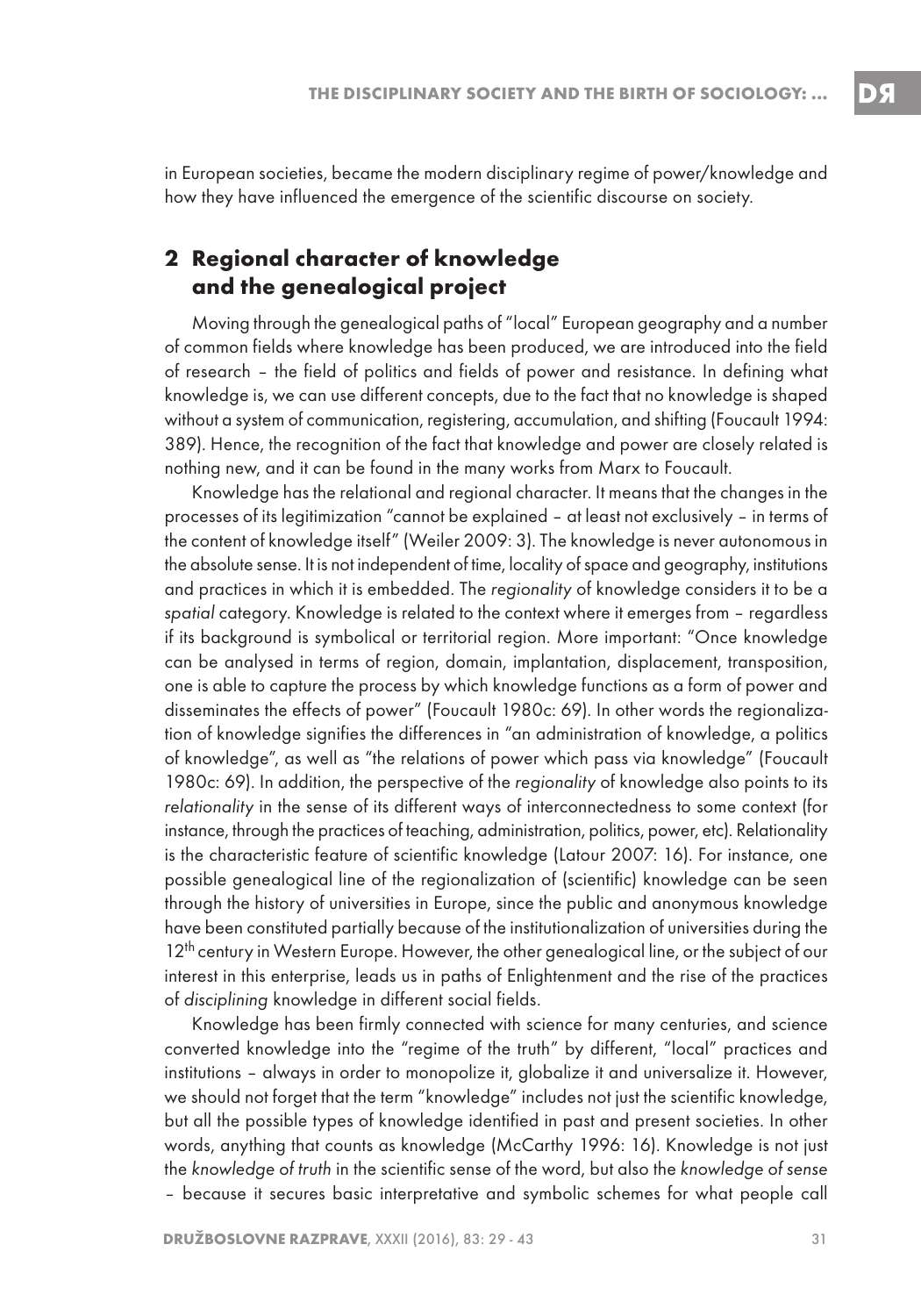in European societies, became the modern disciplinary regime of power/knowledge and how they have influenced the emergence of the scientific discourse on society.

## 2 Regional character of knowledge and the genealogical project

Moving through the genealogical paths of "local" European geography and a number of common fields where knowledge has been produced, we are introduced into the field of research – the field of politics and fields of power and resistance. In defining what knowledge is, we can use different concepts, due to the fact that no knowledge is shaped without a system of communication, registering, accumulation, and shifting (Foucault 1994: 389). Hence, the recognition of the fact that knowledge and power are closely related is nothing new, and it can be found in the many works from Marx to Foucault.

Knowledge has the relational and regional character. It means that the changes in the processes of its legitimization "cannot be explained – at least not exclusively – in terms of the content of knowledge itself" (Weiler 2009: 3). The knowledge is never autonomous in the absolute sense. It is not independent of time, locality of space and geography, institutions and practices in which it is embedded. The *regionality* of knowledge considers it to be a *spatial* category. Knowledge is related to the context where it emerges from – regardless if its background is symbolical or territorial region. More important: "Once knowledge can be analysed in terms of region, domain, implantation, displacement, transposition, one is able to capture the process by which knowledge functions as a form of power and disseminates the effects of power" (Foucault 1980c: 69). In other words the regionalization of knowledge signifies the differences in "an administration of knowledge, a politics of knowledge", as well as "the relations of power which pass via knowledge" (Foucault 1980c: 69). In addition, the perspective of the *regionality* of knowledge also points to its *relationality* in the sense of its different ways of interconnectedness to some context (for instance, through the practices of teaching, administration, politics, power, etc). Relationality is the characteristic feature of scientific knowledge (Latour 2007: 16). For instance, one possible genealogical line of the regionalization of (scientific) knowledge can be seen through the history of universities in Europe, since the public and anonymous knowledge have been constituted partially because of the institutionalization of universities during the 12th century in Western Europe. However, the other genealogical line, or the subject of our interest in this enterprise, leads us in paths of Enlightenment and the rise of the practices of *disciplining* knowledge in different social fields.

Knowledge has been firmly connected with science for many centuries, and science converted knowledge into the "regime of the truth" by different, "local" practices and institutions – always in order to monopolize it, globalize it and universalize it. However, we should not forget that the term "knowledge" includes not just the scientific knowledge, but all the possible types of knowledge identified in past and present societies. In other words, anything that counts as knowledge (McCarthy 1996: 16). Knowledge is not just the *knowledge of truth* in the scientific sense of the word, but also the *knowledge of sense* – because it secures basic interpretative and symbolic schemes for what people call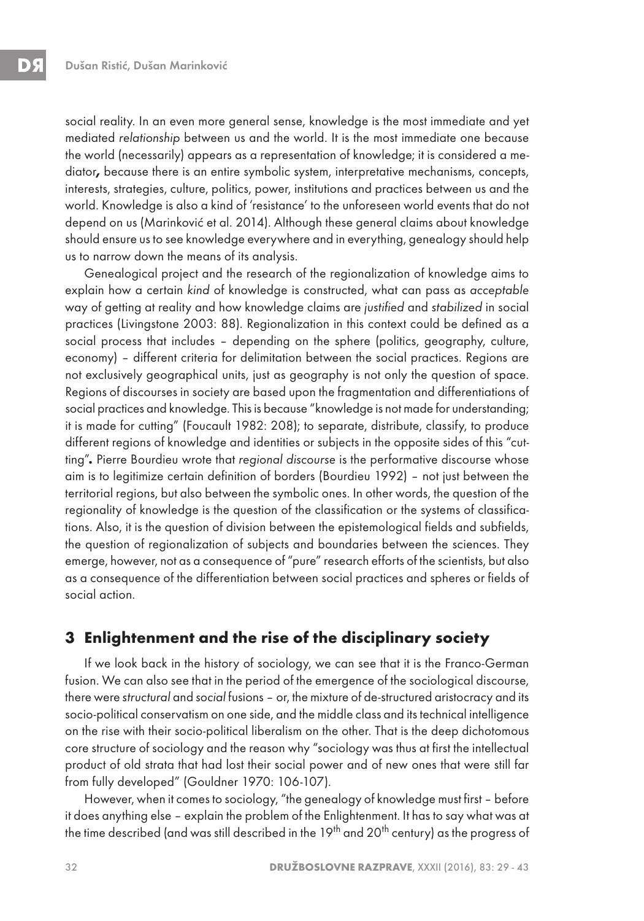social reality. In an even more general sense, knowledge is the most immediate and yet mediated *relationship* between us and the world. It is the most immediate one because the world (necessarily) appears as a representation of knowledge; it is considered a mediator**,** because there is an entire symbolic system, interpretative mechanisms, concepts, interests, strategies, culture, politics, power, institutions and practices between us and the world. Knowledge is also a kind of 'resistance' to the unforeseen world events that do not depend on us (Marinković et al. 2014). Although these general claims about knowledge should ensure us to see knowledge everywhere and in everything, genealogy should help us to narrow down the means of its analysis.

Genealogical project and the research of the regionalization of knowledge aims to explain how a certain *kind* of knowledge is constructed, what can pass as *acceptable* way of getting at reality and how knowledge claims are *justified* and *stabilized* in social practices (Livingstone 2003: 88). Regionalization in this context could be defined as a social process that includes – depending on the sphere (politics, geography, culture, economy) – different criteria for delimitation between the social practices. Regions are not exclusively geographical units, just as geography is not only the question of space. Regions of discourses in society are based upon the fragmentation and differentiations of social practices and knowledge. This is because "knowledge is not made for understanding; it is made for cutting" (Foucault 1982: 208); to separate, distribute, classify, to produce different regions of knowledge and identities or subjects in the opposite sides of this "cutting"**.** Pierre Bourdieu wrote that *regional discourse* is the performative discourse whose aim is to legitimize certain definition of borders (Bourdieu 1992) – not just between the territorial regions, but also between the symbolic ones. In other words, the question of the regionality of knowledge is the question of the classification or the systems of classifications. Also, it is the question of division between the epistemological fields and subfields, the question of regionalization of subjects and boundaries between the sciences. They emerge, however, not as a consequence of "pure" research efforts of the scientists, but also as a consequence of the differentiation between social practices and spheres or fields of social action.

## 3 Enlightenment and the rise of the disciplinary society

If we look back in the history of sociology, we can see that it is the Franco-German fusion. We can also see that in the period of the emergence of the sociological discourse, there were *structural* and *social* fusions – or, the mixture of de-structured aristocracy and its socio-political conservatism on one side, and the middle class and its technical intelligence on the rise with their socio-political liberalism on the other. That is the deep dichotomous core structure of sociology and the reason why "sociology was thus at first the intellectual product of old strata that had lost their social power and of new ones that were still far from fully developed" (Gouldner 1970: 106-107).

However, when it comes to sociology, "the genealogy of knowledge must first – before it does anything else – explain the problem of the Enlightenment. It has to say what was at the time described (and was still described in the 19th and 20th century) as the progress of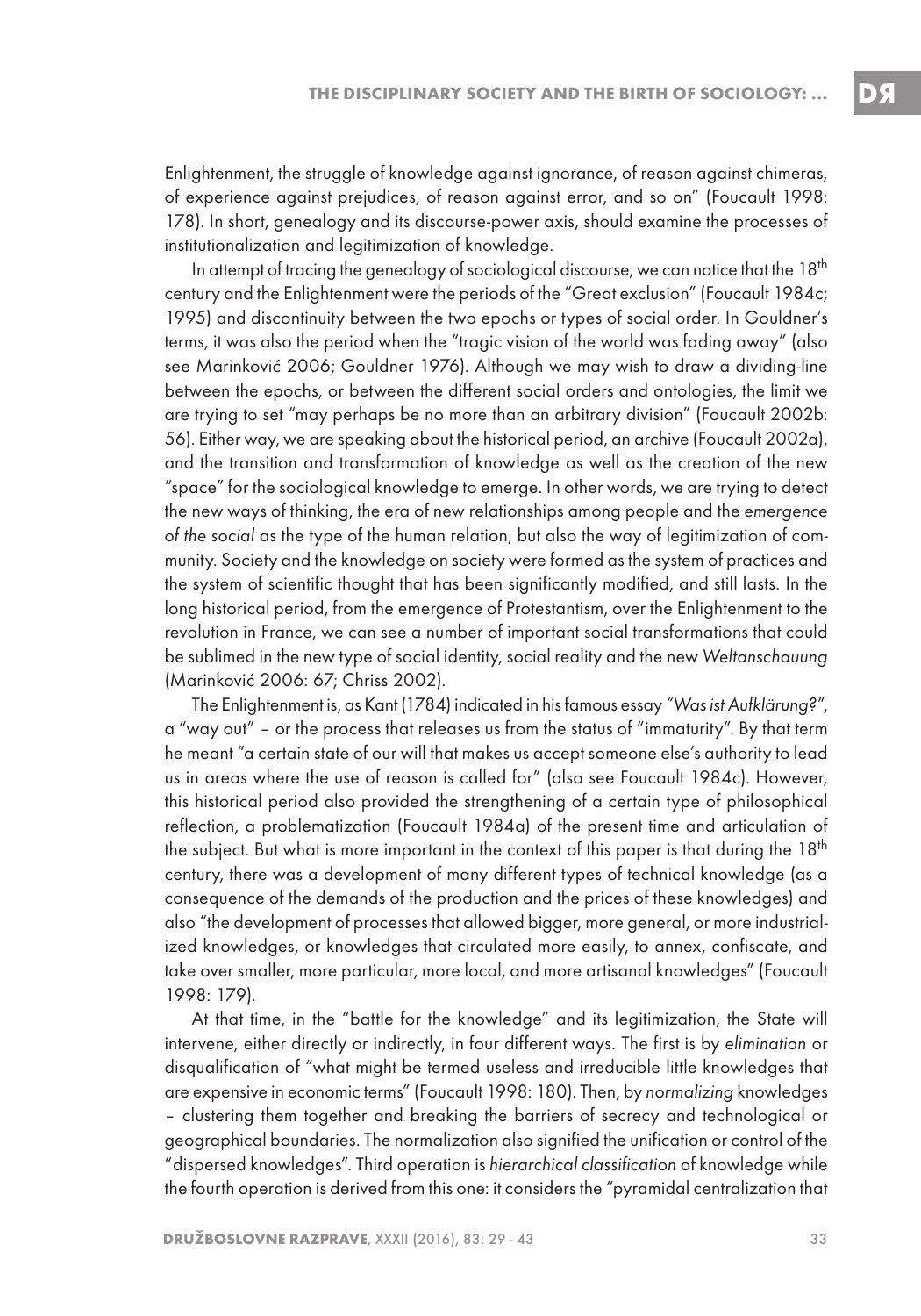Enlightenment, the struggle of knowledge against ignorance, of reason against chimeras, of experience against prejudices, of reason against error, and so on" (Foucault 1998: 178). In short, genealogy and its discourse-power axis, should examine the processes of institutionalization and legitimization of knowledge.

In attempt of tracing the genealogy of sociological discourse, we can notice that the 18th century and the Enlightenment were the periods of the "Great exclusion" (Foucault 1984c; 1995) and discontinuity between the two epochs or types of social order. In Gouldner's terms, it was also the period when the "tragic vision of the world was fading away" (also see Marinković 2006; Gouldner 1976). Although we may wish to draw a dividing-line between the epochs, or between the different social orders and ontologies, the limit we are trying to set "may perhaps be no more than an arbitrary division" (Foucault 2002b: 56). Either way, we are speaking about the historical period, an archive (Foucault 2002a), and the transition and transformation of knowledge as well as the creation of the new "space" for the sociological knowledge to emerge. In other words, we are trying to detect the new ways of thinking, the era of new relationships among people and the *emergence of the social* as the type of the human relation, but also the way of legitimization of community. Society and the knowledge on society were formed as the system of practices and the system of scientific thought that has been significantly modified, and still lasts. In the long historical period, from the emergence of Protestantism, over the Enlightenment to the revolution in France, we can see a number of important social transformations that could be sublimed in the new type of social identity, social reality and the new *Weltanschauung* (Marinković 2006: 67; Chriss 2002).

The Enlightenment is, as Kant (1784) indicated in his famous essay *"Was ist Aufklärung?"*, a "way out" – or the process that releases us from the status of "immaturity". By that term he meant "a certain state of our will that makes us accept someone else's authority to lead us in areas where the use of reason is called for" (also see Foucault 1984c). However, this historical period also provided the strengthening of a certain type of philosophical reflection, a problematization (Foucault 1984a) of the present time and articulation of the subject. But what is more important in the context of this paper is that during the 18th century, there was a development of many different types of technical knowledge (as a consequence of the demands of the production and the prices of these knowledges) and also "the development of processes that allowed bigger, more general, or more industrialized knowledges, or knowledges that circulated more easily, to annex, confiscate, and take over smaller, more particular, more local, and more artisanal knowledges" (Foucault 1998: 179).

At that time, in the "battle for the knowledge" and its legitimization, the State will intervene, either directly or indirectly, in four different ways. The first is by *elimination* or disqualification of "what might be termed useless and irreducible little knowledges that are expensive in economic terms" (Foucault 1998: 180). Then, by *normalizing* knowledges – clustering them together and breaking the barriers of secrecy and technological or geographical boundaries. The normalization also signified the unification or control of the "dispersed knowledges". Third operation is *hierarchical classification* of knowledge while the fourth operation is derived from this one: it considers the "pyramidal centralization that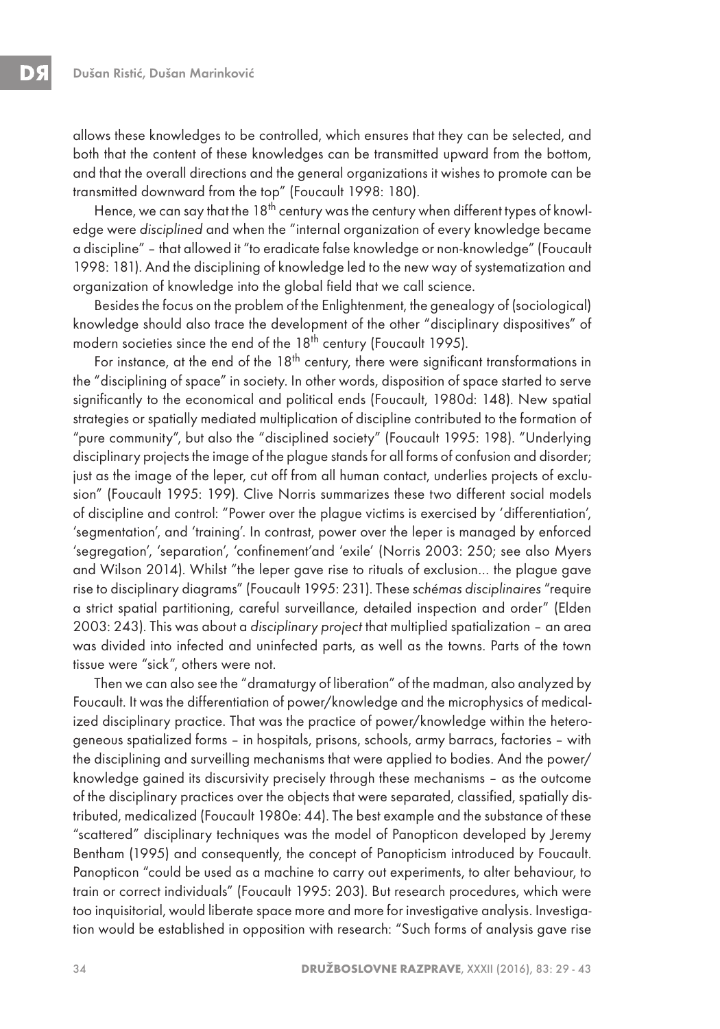allows these knowledges to be controlled, which ensures that they can be selected, and both that the content of these knowledges can be transmitted upward from the bottom, and that the overall directions and the general organizations it wishes to promote can be transmitted downward from the top" (Foucault 1998: 180).

Hence, we can say that the 18th century was the century when different types of knowledge were *disciplined* and when the "internal organization of every knowledge became a discipline" – that allowed it "to eradicate false knowledge or non-knowledge" (Foucault 1998: 181). And the disciplining of knowledge led to the new way of systematization and organization of knowledge into the global field that we call science.

Besides the focus on the problem of the Enlightenment, the genealogy of (sociological) knowledge should also trace the development of the other "disciplinary dispositives" of modern societies since the end of the 18th century (Foucault 1995).

For instance, at the end of the 18th century, there were significant transformations in the "disciplining of space" in society. In other words, disposition of space started to serve significantly to the economical and political ends (Foucault, 1980d: 148). New spatial strategies or spatially mediated multiplication of discipline contributed to the formation of "pure community", but also the "disciplined society" (Foucault 1995: 198). "Underlying disciplinary projects the image of the plague stands for all forms of confusion and disorder; just as the image of the leper, cut off from all human contact, underlies projects of exclusion" (Foucault 1995: 199). Clive Norris summarizes these two different social models of discipline and control: "Power over the plague victims is exercised by 'differentiation', 'segmentation', and 'training'. In contrast, power over the leper is managed by enforced 'segregation', 'separation', 'confinement'and 'exile' (Norris 2003: 250; see also Myers and Wilson 2014). Whilst "the leper gave rise to rituals of exclusion... the plague gave rise to disciplinary diagrams" (Foucault 1995: 231). These *schémas disciplinaires* "require a strict spatial partitioning, careful surveillance, detailed inspection and order" (Elden 2003: 243). This was about a *disciplinary project* that multiplied spatialization – an area was divided into infected and uninfected parts, as well as the towns. Parts of the town tissue were "sick", others were not.

Then we can also see the "dramaturgy of liberation" of the madman, also analyzed by Foucault. It was the differentiation of power/knowledge and the microphysics of medicalized disciplinary practice. That was the practice of power/knowledge within the heterogeneous spatialized forms – in hospitals, prisons, schools, army barracs, factories – with the disciplining and surveilling mechanisms that were applied to bodies. And the power/knowledge gained its discursivity precisely through these mechanisms – as the outcome of the disciplinary practices over the objects that were separated, classified, spatially distributed, medicalized (Foucault 1980e: 44). The best example and the substance of these "scattered" disciplinary techniques was the model of Panopticon developed by Jeremy Bentham (1995) and consequently, the concept of Panopticism introduced by Foucault. Panopticon "could be used as a machine to carry out experiments, to alter behaviour, to train or correct individuals" (Foucault 1995: 203). But research procedures, which were too inquisitorial, would liberate space more and more for investigative analysis. Investigation would be established in opposition with research: "Such forms of analysis gave rise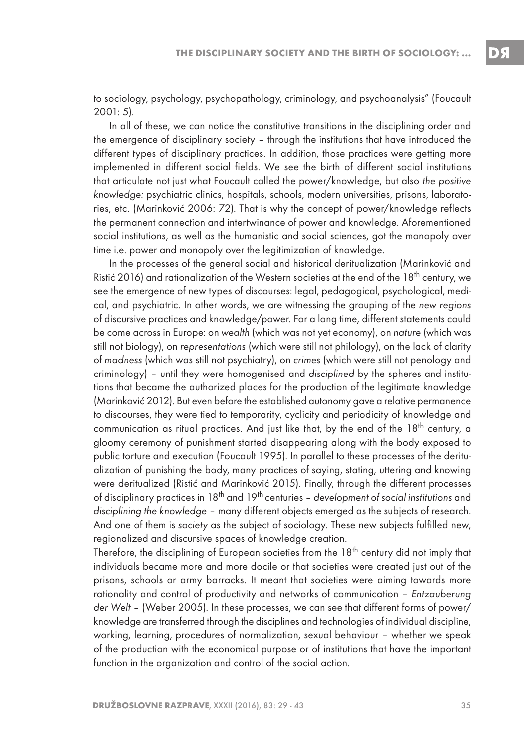to sociology, psychology, psychopathology, criminology, and psychoanalysis" (Foucault 2001: 5).

In all of these, we can notice the constitutive transitions in the disciplining order and the emergence of disciplinary society – through the institutions that have introduced the different types of disciplinary practices. In addition, those practices were getting more implemented in different social fields. We see the birth of different social institutions that articulate not just what Foucault called the power/knowledge, but also *the positive knowledge:* psychiatric clinics, hospitals, schools, modern universities, prisons, laboratories, etc. (Marinković 2006: 72). That is why the concept of power/knowledge reflects the permanent connection and intertwinance of power and knowledge. Aforementioned social institutions, as well as the humanistic and social sciences, got the monopoly over time i.e. power and monopoly over the legitimization of knowledge.

In the processes of the general social and historical deritualization (Marinković and Ristić 2016) and rationalization of the Western societies at the end of the 18th century, we see the emergence of new types of discourses: legal, pedagogical, psychological, medical, and psychiatric. In other words, we are witnessing the grouping of the *new regions* of discursive practices and knowledge/power. For a long time, different statements could be come across in Europe: on *wealth* (which was not yet economy), on *nature* (which was still not biology), on *representations* (which were still not philology), on the lack of clarity of *madness* (which was still not psychiatry), on *crimes* (which were still not penology and criminology) – until they were homogenised and *disciplined* by the spheres and institutions that became the authorized places for the production of the legitimate knowledge (Marinković 2012). But even before the established autonomy gave a relative permanence to discourses, they were tied to temporarity, cyclicity and periodicity of knowledge and communication as ritual practices. And just like that, by the end of the 18th century, a gloomy ceremony of punishment started disappearing along with the body exposed to public torture and execution (Foucault 1995). In parallel to these processes of the deritualization of punishing the body, many practices of saying, stating, uttering and knowing were deritualized (Ristić and Marinković 2015). Finally, through the different processes of disciplinary practices in 18th and 19th centuries – *development of social institutions* and *disciplining the knowledge* – many different objects emerged as the subjects of research. And one of them is *society* as the subject of sociology. These new subjects fulfilled new, regionalized and discursive spaces of knowledge creation.

Therefore, the disciplining of European societies from the 18th century did not imply that individuals became more and more docile or that societies were created just out of the prisons, schools or army barracks. It meant that societies were aiming towards more rationality and control of productivity and networks of communication – *Entzauberung der Welt* – (Weber 2005). In these processes, we can see that different forms of power/knowledge are transferred through the disciplines and technologies of individual discipline, working, learning, procedures of normalization, sexual behaviour – whether we speak of the production with the economical purpose or of institutions that have the important function in the organization and control of the social action.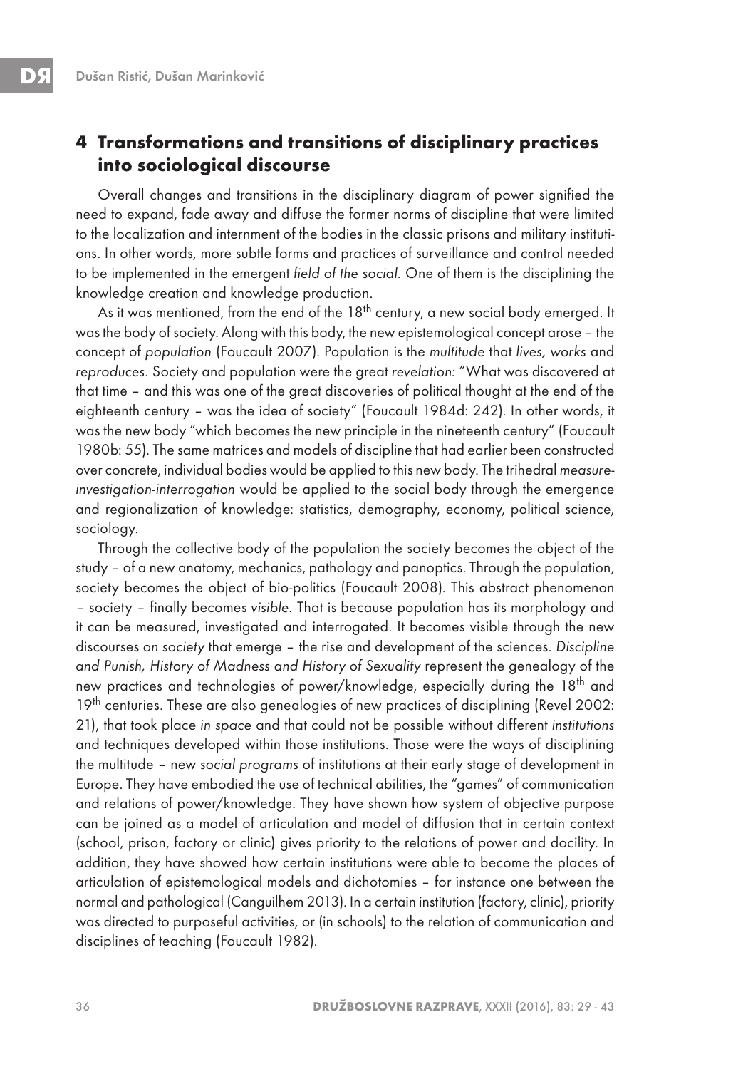## 4 Transformations and transitions of disciplinary practices into sociological discourse

Overall changes and transitions in the disciplinary diagram of power signified the need to expand, fade away and diffuse the former norms of discipline that were limited to the localization and internment of the bodies in the classic prisons and military institutions. In other words, more subtle forms and practices of surveillance and control needed to be implemented in the emergent *field of the social*. One of them is the disciplining the knowledge creation and knowledge production.

As it was mentioned, from the end of the 18th century, a new social body emerged. It was the body of society. Along with this body, the new epistemological concept arose – the concept of *population* (Foucault 2007). Population is the *multitude* that *lives, works* and *reproduces*. Society and population were the great *revelation:* "What was discovered at that time – and this was one of the great discoveries of political thought at the end of the eighteenth century – was the idea of society" (Foucault 1984d: 242). In other words, it was the new body "which becomes the new principle in the nineteenth century" (Foucault 1980b: 55). The same matrices and models of discipline that had earlier been constructed over concrete, individual bodies would be applied to this new body. The trihedral *measure-investigation-interrogation* would be applied to the social body through the emergence and regionalization of knowledge: statistics, demography, economy, political science, sociology.

Through the collective body of the population the society becomes the object of the study – of a new anatomy, mechanics, pathology and panoptics. Through the population, society becomes the object of bio-politics (Foucault 2008). This abstract phenomenon – society – finally becomes *visible*. That is because population has its morphology and it can be measured, investigated and interrogated. It becomes visible through the new discourses o*n society* that emerge – the rise and development of the sciences. *Discipline and Punish, History of Madness and History of Sexuality* represent the genealogy of the new practices and technologies of power/knowledge, especially during the 18th and 19th centuries. These are also genealogies of new practices of disciplining (Revel 2002: 21), that took place *in space* and that could not be possible without different *institutions* and techniques developed within those institutions. Those were the ways of disciplining the multitude – new *social programs* of institutions at their early stage of development in Europe. They have embodied the use of technical abilities, the "games" of communication and relations of power/knowledge. They have shown how system of objective purpose can be joined as a model of articulation and model of diffusion that in certain context (school, prison, factory or clinic) gives priority to the relations of power and docility. In addition, they have showed how certain institutions were able to become the places of articulation of epistemological models and dichotomies – for instance one between the normal and pathological (Canguilhem 2013). In a certain institution (factory, clinic), priority was directed to purposeful activities, or (in schools) to the relation of communication and disciplines of teaching (Foucault 1982).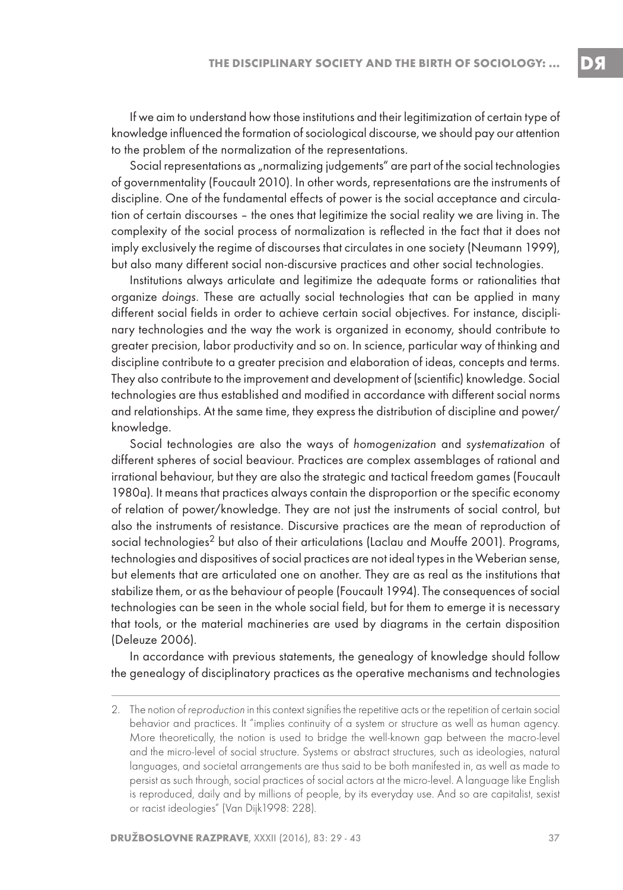If we aim to understand how those institutions and their legitimization of certain type of knowledge influenced the formation of sociological discourse, we should pay our attention to the problem of the normalization of the representations.

Social representations as „normalizing judgements" are part of the social technologies of governmentality (Foucault 2010). In other words, representations are the instruments of discipline. One of the fundamental effects of power is the social acceptance and circulation of certain discourses – the ones that legitimize the social reality we are living in. The complexity of the social process of normalization is reflected in the fact that it does not imply exclusively the regime of discourses that circulates in one society (Neumann 1999), but also many different social non-discursive practices and other social technologies.

Institutions always articulate and legitimize the adequate forms or rationalities that organize *doings*. These are actually social technologies that can be applied in many different social fields in order to achieve certain social objectives. For instance, disciplinary technologies and the way the work is organized in economy, should contribute to greater precision, labor productivity and so on. In science, particular way of thinking and discipline contribute to a greater precision and elaboration of ideas, concepts and terms. They also contribute to the improvement and development of (scientific) knowledge. Social technologies are thus established and modified in accordance with different social norms and relationships. At the same time, they express the distribution of discipline and power/knowledge.

Social technologies are also the ways of *homogenization* and *systematization* of different spheres of social beaviour. Practices are complex assemblages of rational and irrational behaviour, but they are also the strategic and tactical freedom games (Foucault 1980a). It means that practices always contain the disproportion or the specific economy of relation of power/knowledge. They are not just the instruments of social control, but also the instruments of resistance. Discursive practices are the mean of reproduction of social technologies[2] but also of their articulations (Laclau and Mouffe 2001). Programs, technologies and dispositives of social practices are not ideal types in the Weberian sense, but elements that are articulated one on another. They are as real as the institutions that stabilize them, or as the behaviour of people (Foucault 1994). The consequences of social technologies can be seen in the whole social field, but for them to emerge it is necessary that tools, or the material machineries are used by diagrams in the certain disposition (Deleuze 2006).

In accordance with previous statements, the genealogy of knowledge should follow the genealogy of disciplinatory practices as the operative mechanisms and technologies

---

2. The notion of *reproduction* in this context signifies the repetitive acts or the repetition of certain social behavior and practices. It "implies continuity of a system or structure as well as human agency. More theoretically, the notion is used to bridge the well-known gap between the macro-level and the micro-level of social structure. Systems or abstract structures, such as ideologies, natural languages, and societal arrangements are thus said to be both manifested in, as well as made to persist as such through, social practices of social actors at the micro-level. A language like English is reproduced, daily and by millions of people, by its everyday use. And so are capitalist, sexist or racist ideologies" (Van Dijk1998: 228).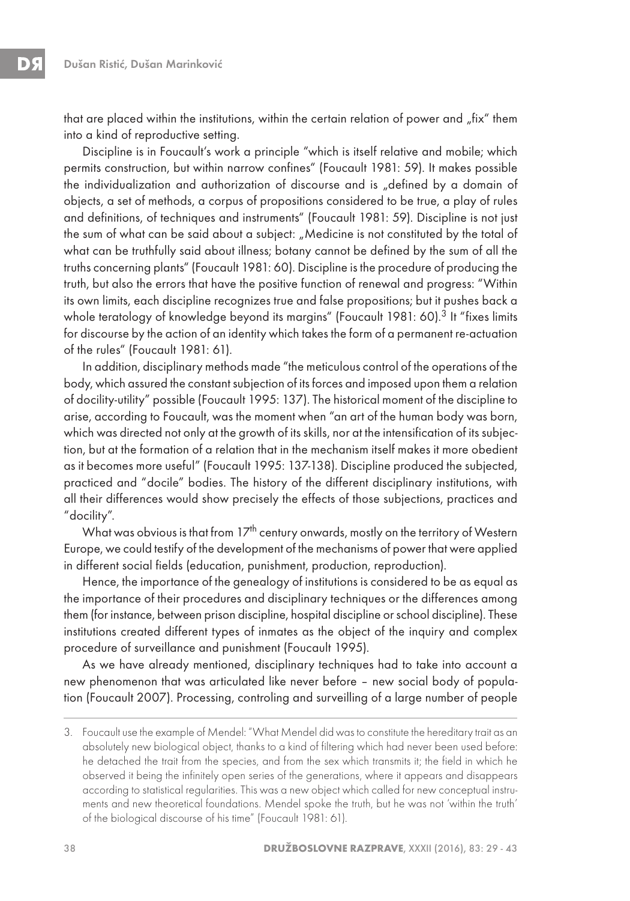that are placed within the institutions, within the certain relation of power and „fix" them into a kind of reproductive setting.

Discipline is in Foucault's work a principle "which is itself relative and mobile; which permits construction, but within narrow confines" (Foucault 1981: 59). It makes possible the individualization and authorization of discourse and is „defined by a domain of objects, a set of methods, a corpus of propositions considered to be true, a play of rules and definitions, of techniques and instruments" (Foucault 1981: 59). Discipline is not just the sum of what can be said about a subject: „Medicine is not constituted by the total of what can be truthfully said about illness; botany cannot be defined by the sum of all the truths concerning plants" (Foucault 1981: 60). Discipline is the procedure of producing the truth, but also the errors that have the positive function of renewal and progress: "Within its own limits, each discipline recognizes true and false propositions; but it pushes back a whole teratology of knowledge beyond its margins" (Foucault 1981: 60).[3] It "fixes limits for discourse by the action of an identity which takes the form of a permanent re-actuation of the rules" (Foucault 1981: 61).

In addition, disciplinary methods made "the meticulous control of the operations of the body, which assured the constant subjection of its forces and imposed upon them a relation of docility-utility" possible (Foucault 1995: 137). The historical moment of the discipline to arise, according to Foucault, was the moment when "an art of the human body was born, which was directed not only at the growth of its skills, nor at the intensification of its subjection, but at the formation of a relation that in the mechanism itself makes it more obedient as it becomes more useful" (Foucault 1995: 137-138). Discipline produced the subjected, practiced and "docile" bodies. The history of the different disciplinary institutions, with all their differences would show precisely the effects of those subjections, practices and "docility".

What was obvious is that from 17th century onwards, mostly on the territory of Western Europe, we could testify of the development of the mechanisms of power that were applied in different social fields (education, punishment, production, reproduction).

Hence, the importance of the genealogy of institutions is considered to be as equal as the importance of their procedures and disciplinary techniques or the differences among them (for instance, between prison discipline, hospital discipline or school discipline). These institutions created different types of inmates as the object of the inquiry and complex procedure of surveillance and punishment (Foucault 1995).

As we have already mentioned, disciplinary techniques had to take into account a new phenomenon that was articulated like never before – new social body of population (Foucault 2007). Processing, controling and surveilling of a large number of people

---

3. Foucault use the example of Mendel: "What Mendel did was to constitute the hereditary trait as an absolutely new biological object, thanks to a kind of filtering which had never been used before: he detached the trait from the species, and from the sex which transmits it; the field in which he observed it being the infinitely open series of the generations, where it appears and disappears according to statistical regularities. This was a new object which called for new conceptual instruments and new theoretical foundations. Mendel spoke the truth, but he was not 'within the truth' of the biological discourse of his time" (Foucault 1981: 61).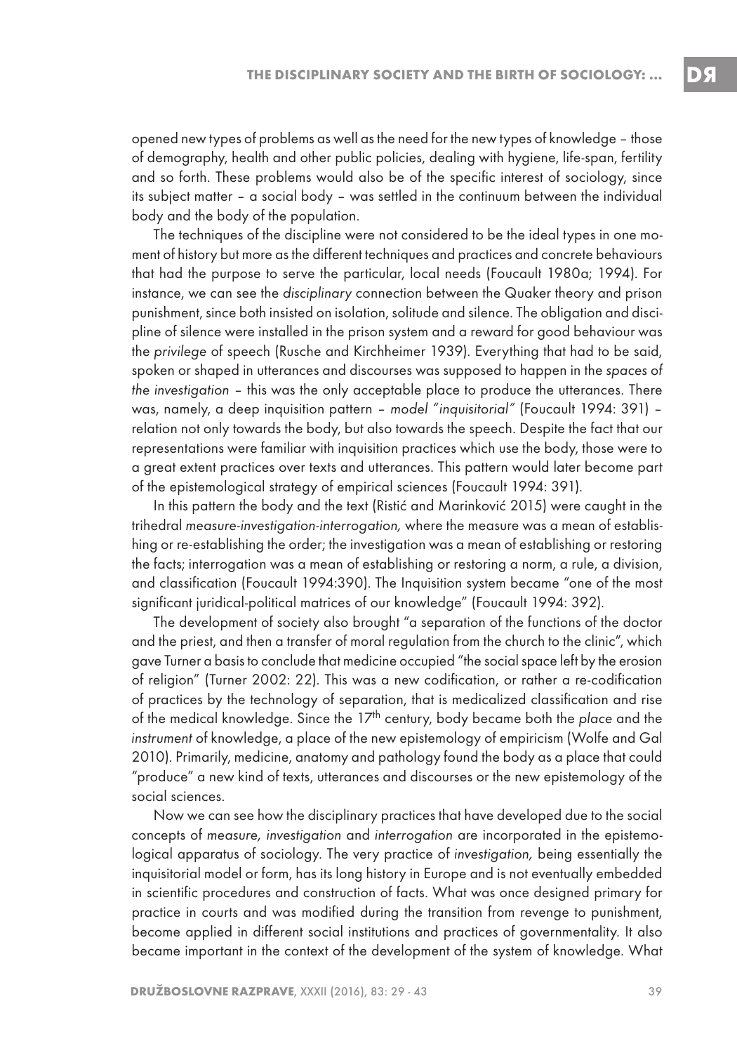opened new types of problems as well as the need for the new types of knowledge – those of demography, health and other public policies, dealing with hygiene, life-span, fertility and so forth. These problems would also be of the specific interest of sociology, since its subject matter – a social body – was settled in the continuum between the individual body and the body of the population.

The techniques of the discipline were not considered to be the ideal types in one moment of history but more as the different techniques and practices and concrete behaviours that had the purpose to serve the particular, local needs (Foucault 1980a; 1994). For instance, we can see the *disciplinary* connection between the Quaker theory and prison punishment, since both insisted on isolation, solitude and silence. The obligation and discipline of silence were installed in the prison system and a reward for good behaviour was the *privilege* of speech (Rusche and Kirchheimer 1939). Everything that had to be said, spoken or shaped in utterances and discourses was supposed to happen in the *spaces of the investigation* – this was the only acceptable place to produce the utterances. There was, namely, a deep inquisition pattern – *model "inquisitorial"* (Foucault 1994: 391) – relation not only towards the body, but also towards the speech. Despite the fact that our representations were familiar with inquisition practices which use the body, those were to a great extent practices over texts and utterances. This pattern would later become part of the epistemological strategy of empirical sciences (Foucault 1994: 391).

In this pattern the body and the text (Ristić and Marinković 2015) were caught in the trihedral *measure-investigation-interrogation,* where the measure was a mean of establishing or re-establishing the order; the investigation was a mean of establishing or restoring the facts; interrogation was a mean of establishing or restoring a norm, a rule, a division, and classification (Foucault 1994:390). The Inquisition system became "one of the most significant juridical-political matrices of our knowledge" (Foucault 1994: 392).

The development of society also brought "a separation of the functions of the doctor and the priest, and then a transfer of moral regulation from the church to the clinic", which gave Turner a basis to conclude that medicine occupied "the social space left by the erosion of religion" (Turner 2002: 22). This was a new codification, or rather a re-codification of practices by the technology of separation, that is medicalized classification and rise of the medical knowledge. Since the 17th century, body became both the *place* and the *instrument* of knowledge, a place of the new epistemology of empiricism (Wolfe and Gal 2010). Primarily, medicine, anatomy and pathology found the body as a place that could "produce" a new kind of texts, utterances and discourses or the new epistemology of the social sciences.

Now we can see how the disciplinary practices that have developed due to the social concepts of *measure, investigation* and *interrogation* are incorporated in the epistemological apparatus of sociology. The very practice of *investigation,* being essentially the inquisitorial model or form, has its long history in Europe and is not eventually embedded in scientific procedures and construction of facts. What was once designed primary for practice in courts and was modified during the transition from revenge to punishment, become applied in different social institutions and practices of governmentality. It also became important in the context of the development of the system of knowledge. What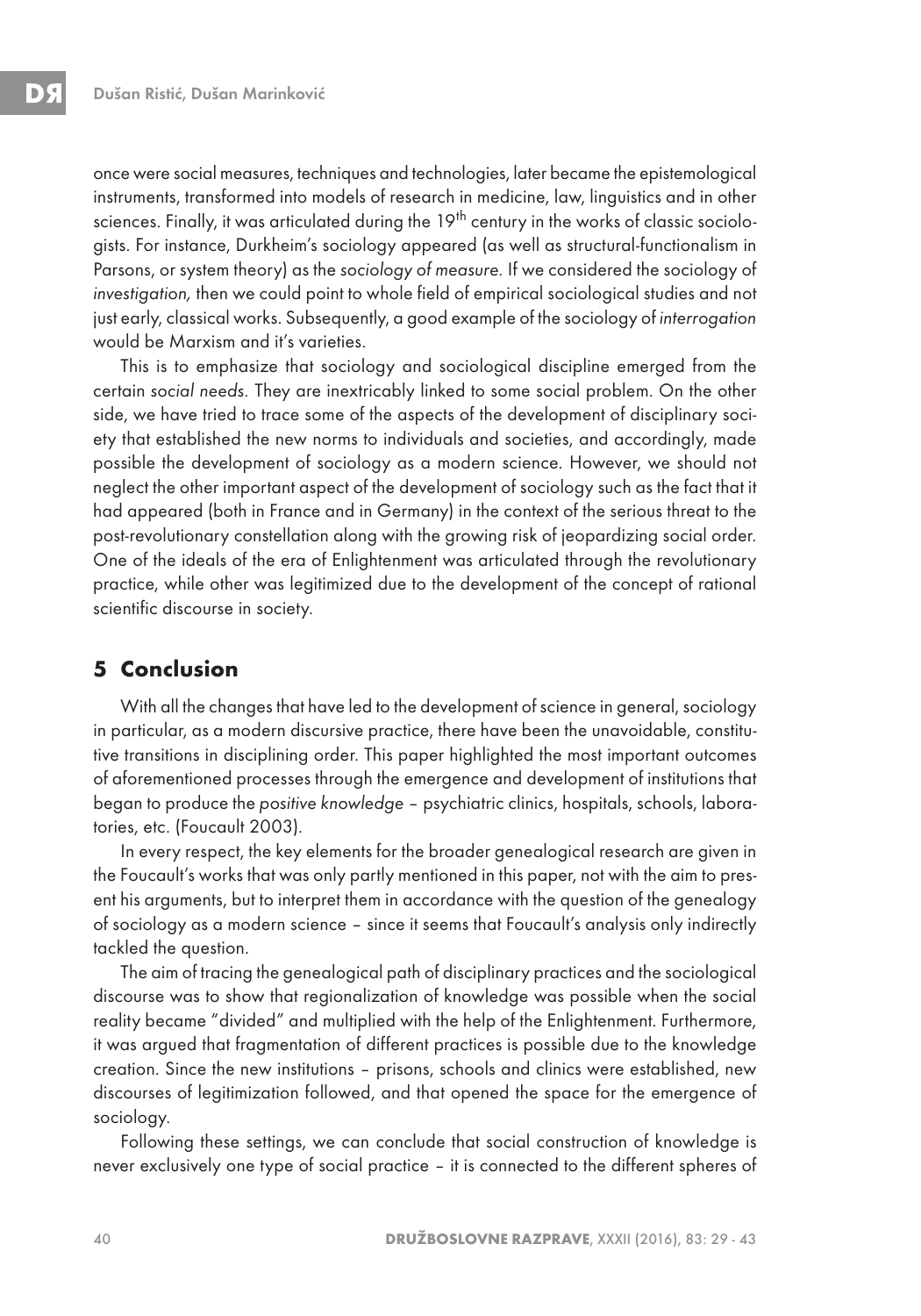once were social measures, techniques and technologies, later became the epistemological instruments, transformed into models of research in medicine, law, linguistics and in other sciences. Finally, it was articulated during the 19th century in the works of classic sociologists. For instance, Durkheim's sociology appeared (as well as structural-functionalism in Parsons, or system theory) as the *sociology of measure*. If we considered the sociology of *investigation,* then we could point to whole field of empirical sociological studies and not just early, classical works. Subsequently, a good example of the sociology of *interrogation* would be Marxism and it's varieties.

This is to emphasize that sociology and sociological discipline emerged from the certain *social needs*. They are inextricably linked to some social problem. On the other side, we have tried to trace some of the aspects of the development of disciplinary society that established the new norms to individuals and societies, and accordingly, made possible the development of sociology as a modern science. However, we should not neglect the other important aspect of the development of sociology such as the fact that it had appeared (both in France and in Germany) in the context of the serious threat to the post-revolutionary constellation along with the growing risk of jeopardizing social order. One of the ideals of the era of Enlightenment was articulated through the revolutionary practice, while other was legitimized due to the development of the concept of rational scientific discourse in society.

## 5 Conclusion

With all the changes that have led to the development of science in general, sociology in particular, as a modern discursive practice, there have been the unavoidable, constitutive transitions in disciplining order. This paper highlighted the most important outcomes of aforementioned processes through the emergence and development of institutions that began to produce the *positive knowledge* – psychiatric clinics, hospitals, schools, laboratories, etc. (Foucault 2003).

In every respect, the key elements for the broader genealogical research are given in the Foucault's works that was only partly mentioned in this paper, not with the aim to present his arguments, but to interpret them in accordance with the question of the genealogy of sociology as a modern science – since it seems that Foucault's analysis only indirectly tackled the question.

The aim of tracing the genealogical path of disciplinary practices and the sociological discourse was to show that regionalization of knowledge was possible when the social reality became "divided" and multiplied with the help of the Enlightenment. Furthermore, it was argued that fragmentation of different practices is possible due to the knowledge creation. Since the new institutions – prisons, schools and clinics were established, new discourses of legitimization followed, and that opened the space for the emergence of sociology.

Following these settings, we can conclude that social construction of knowledge is never exclusively one type of social practice – it is connected to the different spheres of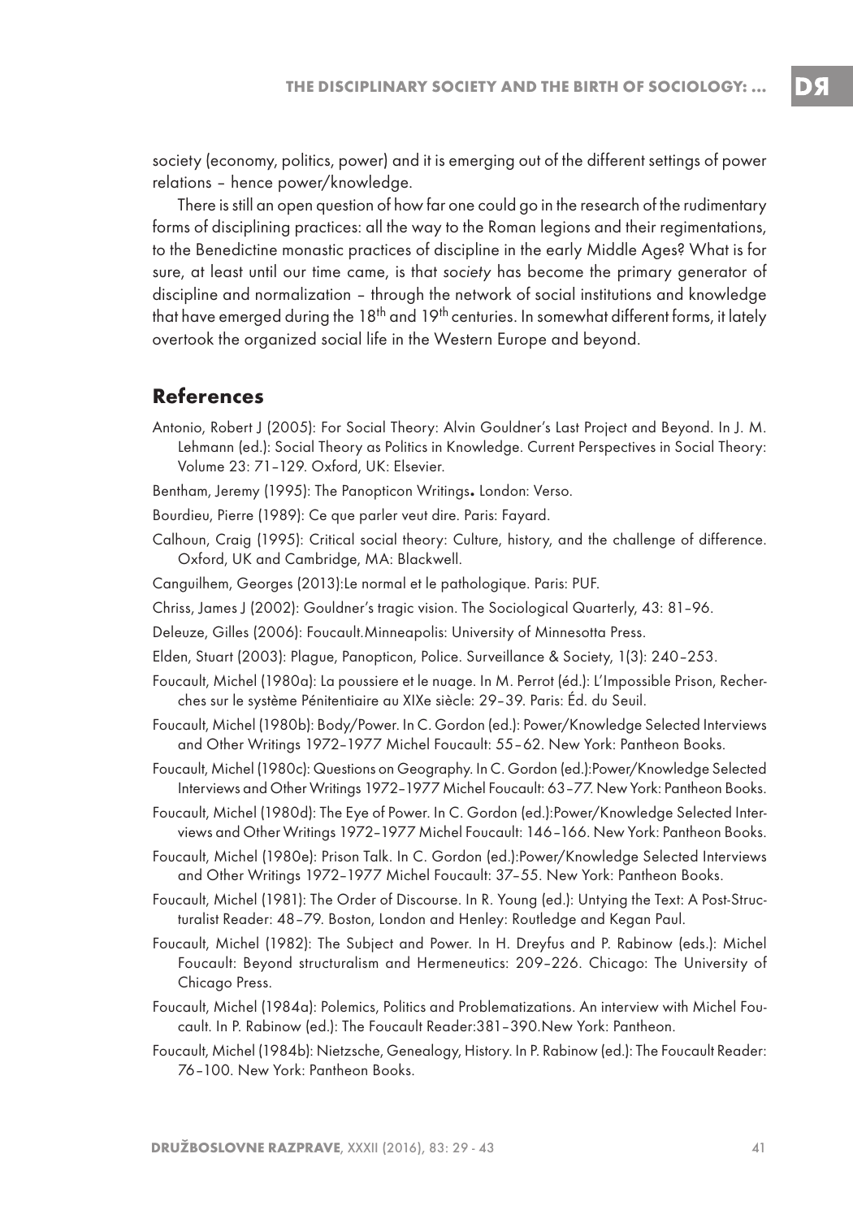society (economy, politics, power) and it is emerging out of the different settings of power relations – hence power/knowledge.

There is still an open question of how far one could go in the research of the rudimentary forms of disciplining practices: all the way to the Roman legions and their regimentations, to the Benedictine monastic practices of discipline in the early Middle Ages? What is for sure, at least until our time came, is that *society* has become the primary generator of discipline and normalization – through the network of social institutions and knowledge that have emerged during the 18th and 19th centuries. In somewhat different forms, it lately overtook the organized social life in the Western Europe and beyond.

## References

Antonio, Robert J (2005): For Social Theory: Alvin Gouldner's Last Project and Beyond. In J. M. Lehmann (ed.): Social Theory as Politics in Knowledge. Current Perspectives in Social Theory: Volume 23: 71–129. Oxford, UK: Elsevier.

Bentham, Jeremy (1995): The Panopticon Writings**.** London: Verso.

Bourdieu, Pierre (1989): Ce que parler veut dire. Paris: Fayard.

Calhoun, Craig (1995): Critical social theory: Culture, history, and the challenge of difference. Oxford, UK and Cambridge, MA: Blackwell.

Canguilhem, Georges (2013):Le normal et le pathologique. Paris: PUF.

Chriss, James J (2002): Gouldner's tragic vision. The Sociological Quarterly, 43: 81–96.

Deleuze, Gilles (2006): Foucault.Minneapolis: University of Minnesotta Press.

Elden, Stuart (2003): Plague, Panopticon, Police. Surveillance & Society, 1(3): 240–253.

Foucault, Michel (1980a): La poussiere et le nuage. In M. Perrot (éd.): L'Impossible Prison, Recherches sur le système Pénitentiaire au XIXe siècle: 29–39. Paris: Éd. du Seuil.

Foucault, Michel (1980b): Body/Power. In C. Gordon (ed.): Power/Knowledge Selected Interviews and Other Writings 1972–1977 Michel Foucault: 55–62. New York: Pantheon Books.

Foucault, Michel (1980c): Questions on Geography. In C. Gordon (ed.):Power/Knowledge Selected Interviews and Other Writings 1972–1977 Michel Foucault: 63–77. New York: Pantheon Books.

Foucault, Michel (1980d): The Eye of Power. In C. Gordon (ed.):Power/Knowledge Selected Interviews and Other Writings 1972–1977 Michel Foucault: 146–166. New York: Pantheon Books.

Foucault, Michel (1980e): Prison Talk. In C. Gordon (ed.):Power/Knowledge Selected Interviews and Other Writings 1972–1977 Michel Foucault: 37–55. New York: Pantheon Books.

Foucault, Michel (1981): The Order of Discourse. In R. Young (ed.): Untying the Text: A Post-Structuralist Reader: 48–79. Boston, London and Henley: Routledge and Kegan Paul.

Foucault, Michel (1982): The Subject and Power. In H. Dreyfus and P. Rabinow (eds.): Michel Foucault: Beyond structuralism and Hermeneutics: 209–226. Chicago: The University of Chicago Press.

Foucault, Michel (1984a): Polemics, Politics and Problematizations. An interview with Michel Foucault. In P. Rabinow (ed.): The Foucault Reader:381–390.New York: Pantheon.

Foucault, Michel (1984b): Nietzsche, Genealogy, History. In P. Rabinow (ed.): The Foucault Reader: 76–100. New York: Pantheon Books.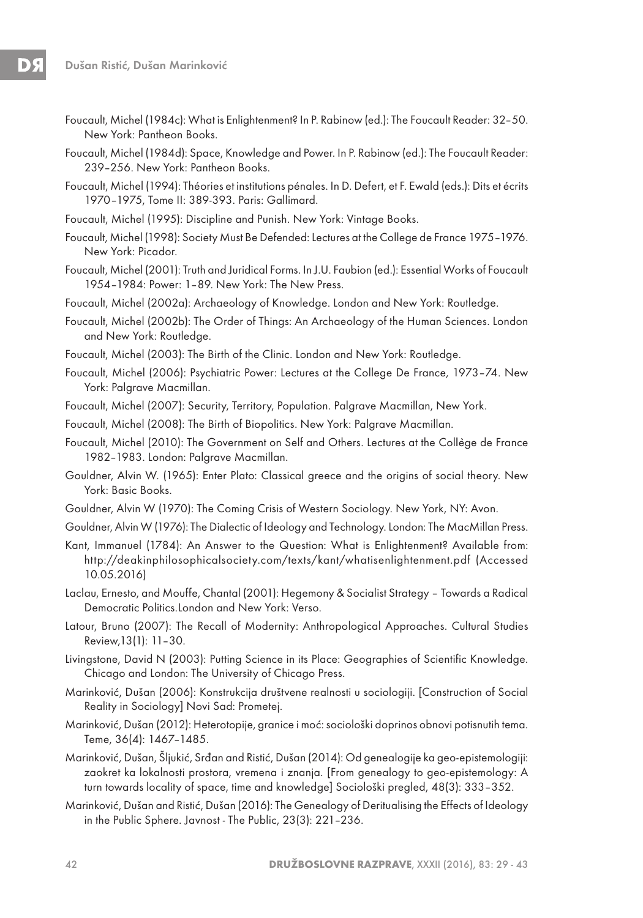Foucault, Michel (1984c): What is Enlightenment? In P. Rabinow (ed.): The Foucault Reader: 32–50. New York: Pantheon Books.

Foucault, Michel (1984d): Space, Knowledge and Power. In P. Rabinow (ed.): The Foucault Reader: 239–256. New York: Pantheon Books.

Foucault, Michel (1994): Théories et institutions pénales. In D. Defert, et F. Ewald (eds.): Dits et écrits 1970–1975, Tome II: 389-393. Paris: Gallimard.

Foucault, Michel (1995): Discipline and Punish. New York: Vintage Books.

Foucault, Michel (1998): Society Must Be Defended: Lectures at the College de France 1975–1976. New York: Picador.

Foucault, Michel (2001): Truth and Juridical Forms. In J.U. Faubion (ed.): Essential Works of Foucault 1954–1984: Power: 1–89. New York: The New Press.

Foucault, Michel (2002a): Archaeology of Knowledge. London and New York: Routledge.

Foucault, Michel (2002b): The Order of Things: An Archaeology of the Human Sciences. London and New York: Routledge.

Foucault, Michel (2003): The Birth of the Clinic. London and New York: Routledge.

Foucault, Michel (2006): Psychiatric Power: Lectures at the College De France, 1973–74. New York: Palgrave Macmillan.

Foucault, Michel (2007): Security, Territory, Population. Palgrave Macmillan, New York.

Foucault, Michel (2008): The Birth of Biopolitics. New York: Palgrave Macmillan.

Foucault, Michel (2010): The Government on Self and Others. Lectures at the Collège de France 1982–1983. London: Palgrave Macmillan.

Gouldner, Alvin W. (1965): Enter Plato: Classical greece and the origins of social theory. New York: Basic Books.

Gouldner, Alvin W (1970): The Coming Crisis of Western Sociology. New York, NY: Avon.

Gouldner, Alvin W (1976): The Dialectic of Ideology and Technology. London: The MacMillan Press.

Kant, Immanuel (1784): An Answer to the Question: What is Enlightenment? Available from: http://deakinphilosophicalsociety.com/texts/kant/whatisenlightenment.pdf (Accessed 10.05.2016)

Laclau, Ernesto, and Mouffe, Chantal (2001): Hegemony & Socialist Strategy – Towards a Radical Democratic Politics.London and New York: Verso.

Latour, Bruno (2007): The Recall of Modernity: Anthropological Approaches. Cultural Studies Review,13(1): 11–30.

Livingstone, David N (2003): Putting Science in its Place: Geographies of Scientific Knowledge. Chicago and London: The University of Chicago Press.

Marinković, Dušan (2006): Konstrukcija društvene realnosti u sociologiji. [Construction of Social Reality in Sociology] Novi Sad: Prometej.

Marinković, Dušan (2012): Heterotopije, granice i moć: sociološki doprinos obnovi potisnutih tema. Teme, 36(4): 1467–1485.

Marinković, Dušan, Šljukić, Srđan and Ristić, Dušan (2014): Od genealogije ka geo-epistemologiji: zaokret ka lokalnosti prostora, vremena i znanja. [From genealogy to geo-epistemology: A turn towards locality of space, time and knowledge] Sociološki pregled, 48(3): 333–352.

Marinković, Dušan and Ristić, Dušan (2016): The Genealogy of Deritualising the Effects of Ideology in the Public Sphere. Javnost - The Public, 23(3): 221–236.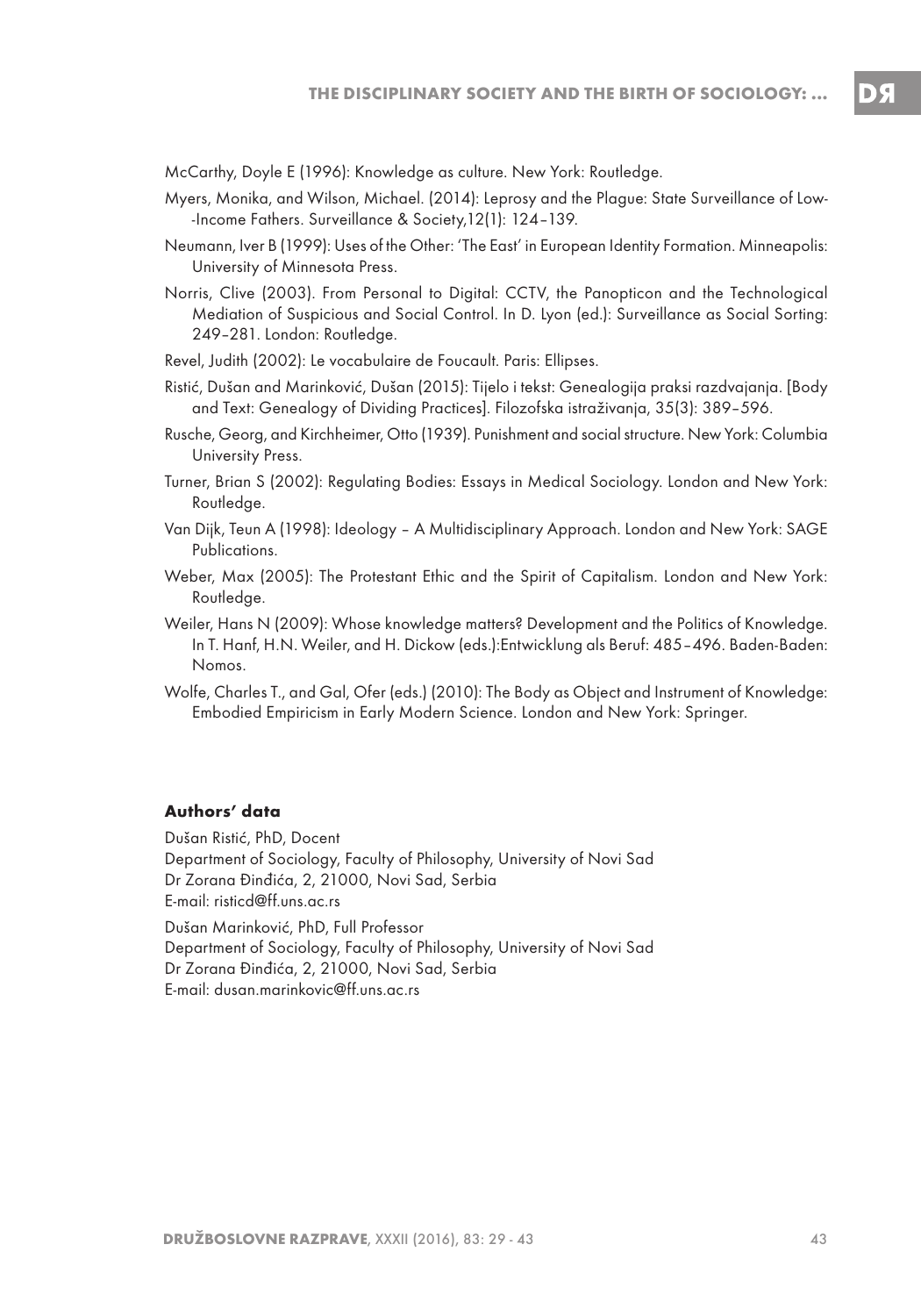McCarthy, Doyle E (1996): Knowledge as culture. New York: Routledge.

Myers, Monika, and Wilson, Michael. (2014): Leprosy and the Plague: State Surveillance of Low--Income Fathers. Surveillance & Society,12(1): 124–139.

Neumann, Iver B (1999): Uses of the Other: 'The East' in European Identity Formation. Minneapolis: University of Minnesota Press.

Norris, Clive (2003). From Personal to Digital: CCTV, the Panopticon and the Technological Mediation of Suspicious and Social Control. In D. Lyon (ed.): Surveillance as Social Sorting: 249–281. London: Routledge.

Revel, Judith (2002): Le vocabulaire de Foucault. Paris: Ellipses.

Ristić, Dušan and Marinković, Dušan (2015): Tijelo i tekst: Genealogija praksi razdvajanja. [Body and Text: Genealogy of Dividing Practices]. Filozofska istraživanja, 35(3): 389–596.

Rusche, Georg, and Kirchheimer, Otto (1939). Punishment and social structure. New York: Columbia University Press.

Turner, Brian S (2002): Regulating Bodies: Essays in Medical Sociology. London and New York: Routledge.

Van Dijk, Teun A (1998): Ideology – A Multidisciplinary Approach. London and New York: SAGE Publications.

Weber, Max (2005): The Protestant Ethic and the Spirit of Capitalism. London and New York: Routledge.

Weiler, Hans N (2009): Whose knowledge matters? Development and the Politics of Knowledge. In T. Hanf, H.N. Weiler, and H. Dickow (eds.):Entwicklung als Beruf: 485–496. Baden-Baden: Nomos.

Wolfe, Charles T., and Gal, Ofer (eds.) (2010): The Body as Object and Instrument of Knowledge: Embodied Empiricism in Early Modern Science. London and New York: Springer.

**Authors' data**

Dušan Ristić, PhD, Docent
Department of Sociology, Faculty of Philosophy, University of Novi Sad
Dr Zorana Đinđića, 2, 21000, Novi Sad, Serbia
E-mail: risticd@ff.uns.ac.rs

Dušan Marinković, PhD, Full Professor
Department of Sociology, Faculty of Philosophy, University of Novi Sad
Dr Zorana Đinđića, 2, 21000, Novi Sad, Serbia
E-mail: dusan.marinkovic@ff.uns.ac.rs